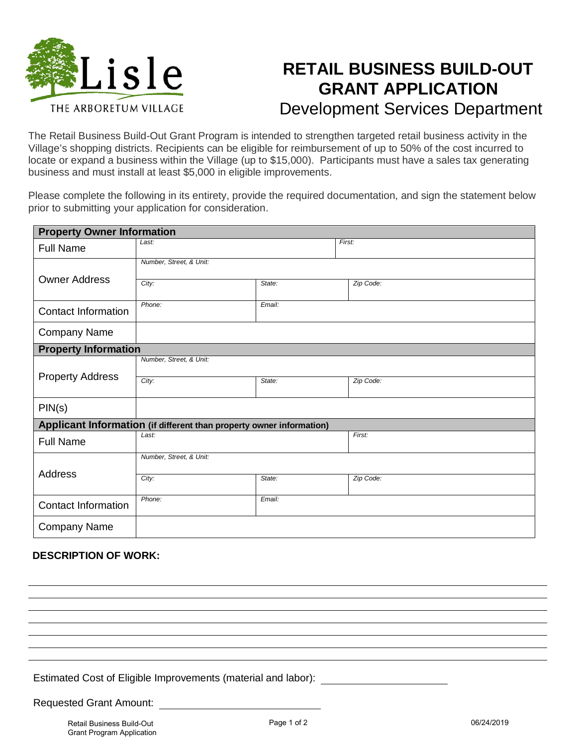Lisle
THE ARBORETUM VILLAGE

# RETAIL BUSINESS BUILD-OUT GRANT APPLICATION

## Development Services Department

The Retail Business Build-Out Grant Program is intended to strengthen targeted retail business activity in the Village's shopping districts. Recipients can be eligible for reimbursement of up to 50% of the cost incurred to locate or expand a business within the Village (up to $15,000). Participants must have a sales tax generating business and must install at least $5,000 in eligible improvements.

Please complete the following in its entirety, provide the required documentation, and sign the statement below prior to submitting your application for consideration.

| **Property Owner Information** | | | |
|---|---|---|---|
| Full Name | *Last:* | | *First:* |
| Owner Address | *Number, Street, & Unit:* | | |
| | *City:* | *State:* | *Zip Code:* |
| Contact Information | *Phone:* | *Email:* | |
| Company Name | | | |
| **Property Information** | | | |
| Property Address | *Number, Street, & Unit:* | | |
| | *City:* | *State:* | *Zip Code:* |
| PIN(s) | | | |
| **Applicant Information (if different than property owner information)** | | | |
| Full Name | *Last:* | | *First:* |
| Address | *Number, Street, & Unit:* | | |
| | *City:* | *State:* | *Zip Code:* |
| Contact Information | *Phone:* | *Email:* | |
| Company Name | | | |

**DESCRIPTION OF WORK:**

_______________________________________________

_______________________________________________

_______________________________________________

_______________________________________________

_______________________________________________

_______________________________________________

_______________________________________________

Estimated Cost of Eligible Improvements (material and labor): ____________________

Requested Grant Amount: ____________________

Retail Business Build-Out Grant Program Application

06/24/2019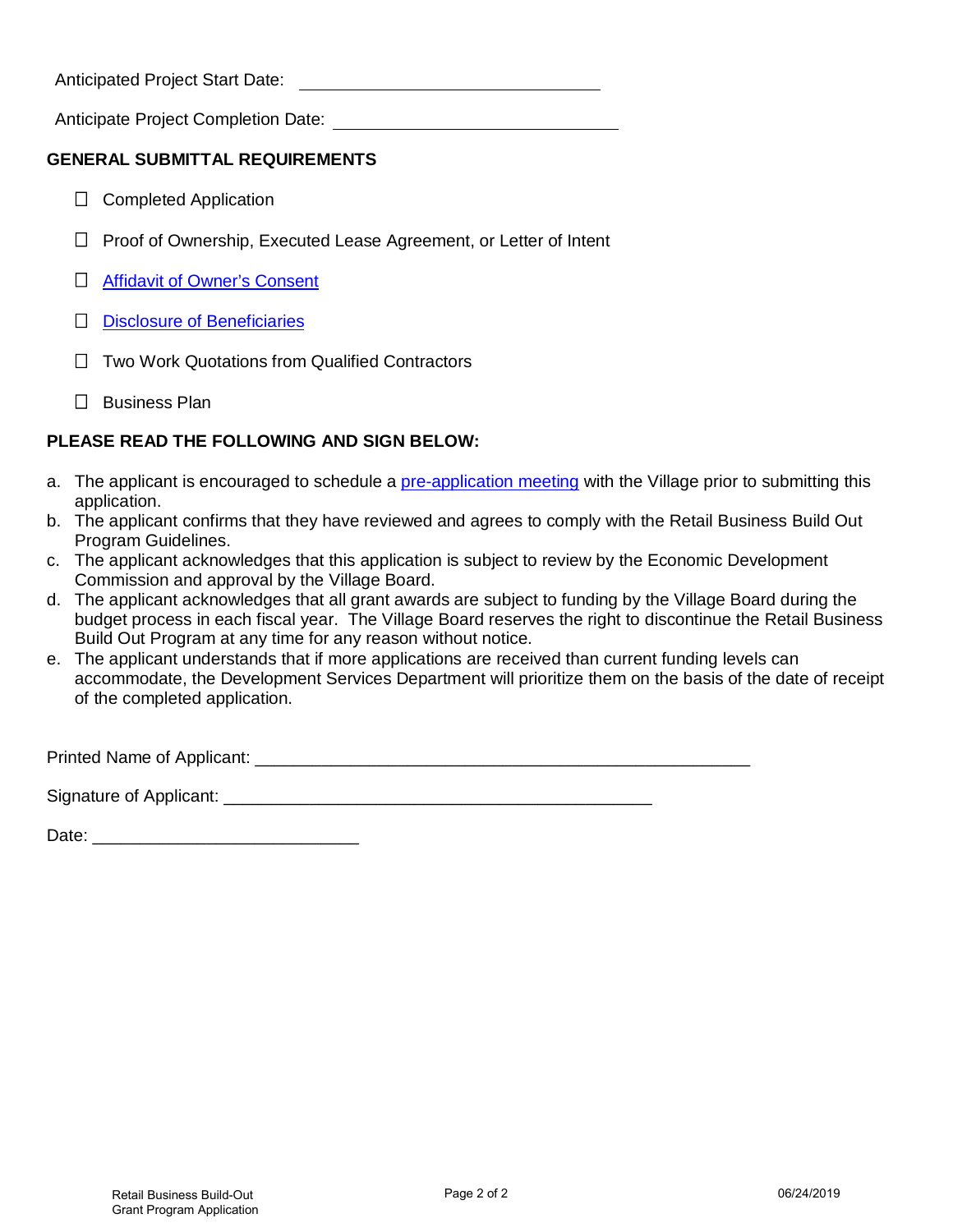Anticipated Project Start Date: ______________________________

Anticipate Project Completion Date: ______________________________

## GENERAL SUBMITTAL REQUIREMENTS

- ☐ Completed Application
- ☐ Proof of Ownership, Executed Lease Agreement, or Letter of Intent
- ☐ Affidavit of Owner's Consent
- ☐ Disclosure of Beneficiaries
- ☐ Two Work Quotations from Qualified Contractors
- ☐ Business Plan

## PLEASE READ THE FOLLOWING AND SIGN BELOW:

a. The applicant is encouraged to schedule a pre-application meeting with the Village prior to submitting this application.
b. The applicant confirms that they have reviewed and agrees to comply with the Retail Business Build Out Program Guidelines.
c. The applicant acknowledges that this application is subject to review by the Economic Development Commission and approval by the Village Board.
d. The applicant acknowledges that all grant awards are subject to funding by the Village Board during the budget process in each fiscal year. The Village Board reserves the right to discontinue the Retail Business Build Out Program at any time for any reason without notice.
e. The applicant understands that if more applications are received than current funding levels can accommodate, the Development Services Department will prioritize them on the basis of the date of receipt of the completed application.

Printed Name of Applicant: ____________________________________________________

Signature of Applicant: _____________________________________________

Date: ___________________________

Retail Business Build-Out Grant Program Application

06/24/2019